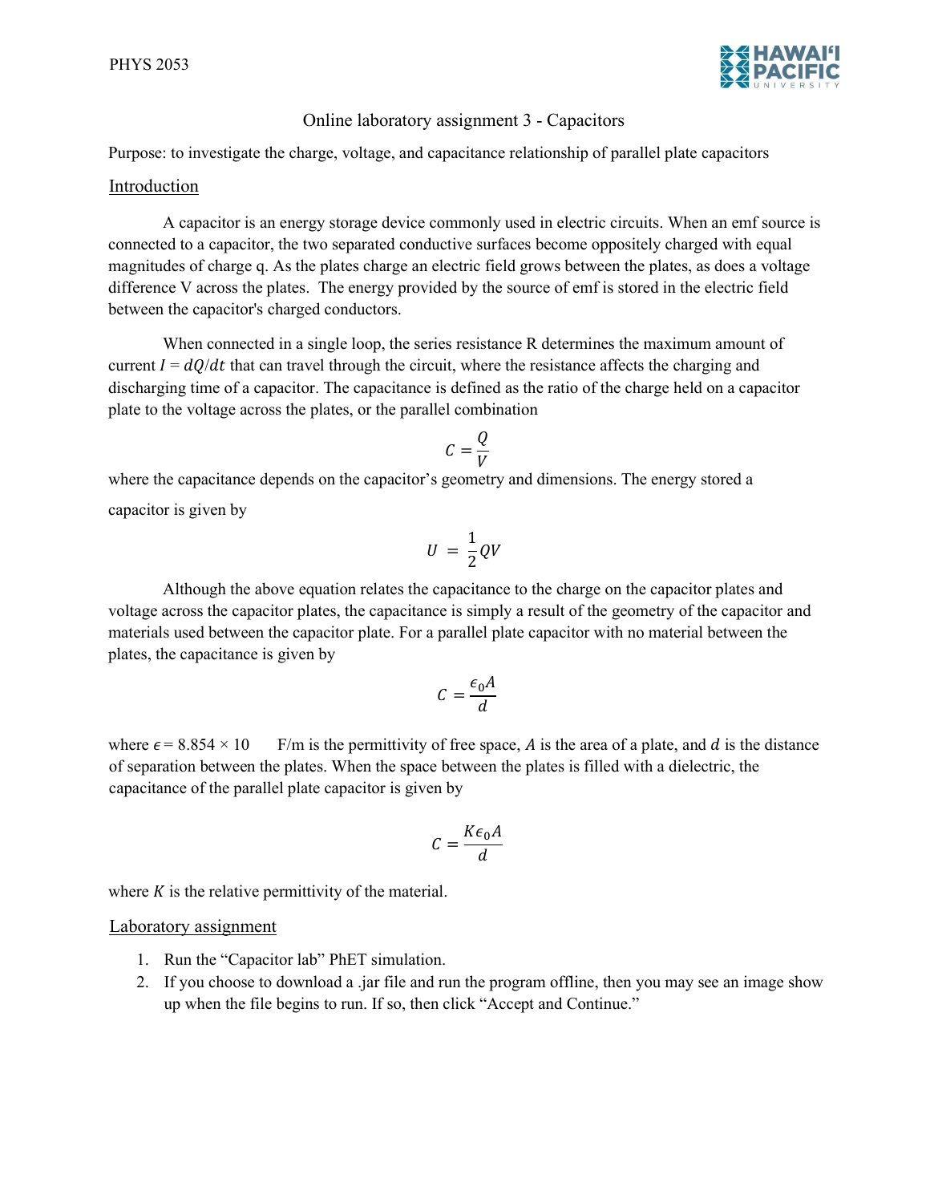# Online laboratory assignment 3 - Capacitors

Purpose: to investigate the charge, voltage, and capacitance relationship of parallel plate capacitors

## Introduction

A capacitor is an energy storage device commonly used in electric circuits. When an emf source is connected to a capacitor, the two separated conductive surfaces become oppositely charged with equal magnitudes of charge q. As the plates charge an electric field grows between the plates, as does a voltage difference V across the plates. The energy provided by the source of emf is stored in the electric field between the capacitor's charged conductors.

When connected in a single loop, the series resistance R determines the maximum amount of current $I = dQ/dt$ that can travel through the circuit, where the resistance affects the charging and discharging time of a capacitor. The capacitance is defined as the ratio of the charge held on a capacitor plate to the voltage across the plates, or the parallel combination

$$C = \frac{Q}{V}$$

where the capacitance depends on the capacitor's geometry and dimensions. The energy stored a capacitor is given by

$$U = \frac{1}{2}QV$$

Although the above equation relates the capacitance to the charge on the capacitor plates and voltage across the capacitor plates, the capacitance is simply a result of the geometry of the capacitor and materials used between the capacitor plate. For a parallel plate capacitor with no material between the plates, the capacitance is given by

$$C = \frac{\epsilon_0 A}{d}$$

where $\epsilon = 8.854 \times 10$ F/m is the permittivity of free space, $A$ is the area of a plate, and $d$ is the distance of separation between the plates. When the space between the plates is filled with a dielectric, the capacitance of the parallel plate capacitor is given by

$$C = \frac{K\epsilon_0 A}{d}$$

where $K$ is the relative permittivity of the material.

## Laboratory assignment

1. Run the "Capacitor lab" PhET simulation.
2. If you choose to download a .jar file and run the program offline, then you may see an image show up when the file begins to run. If so, then click "Accept and Continue."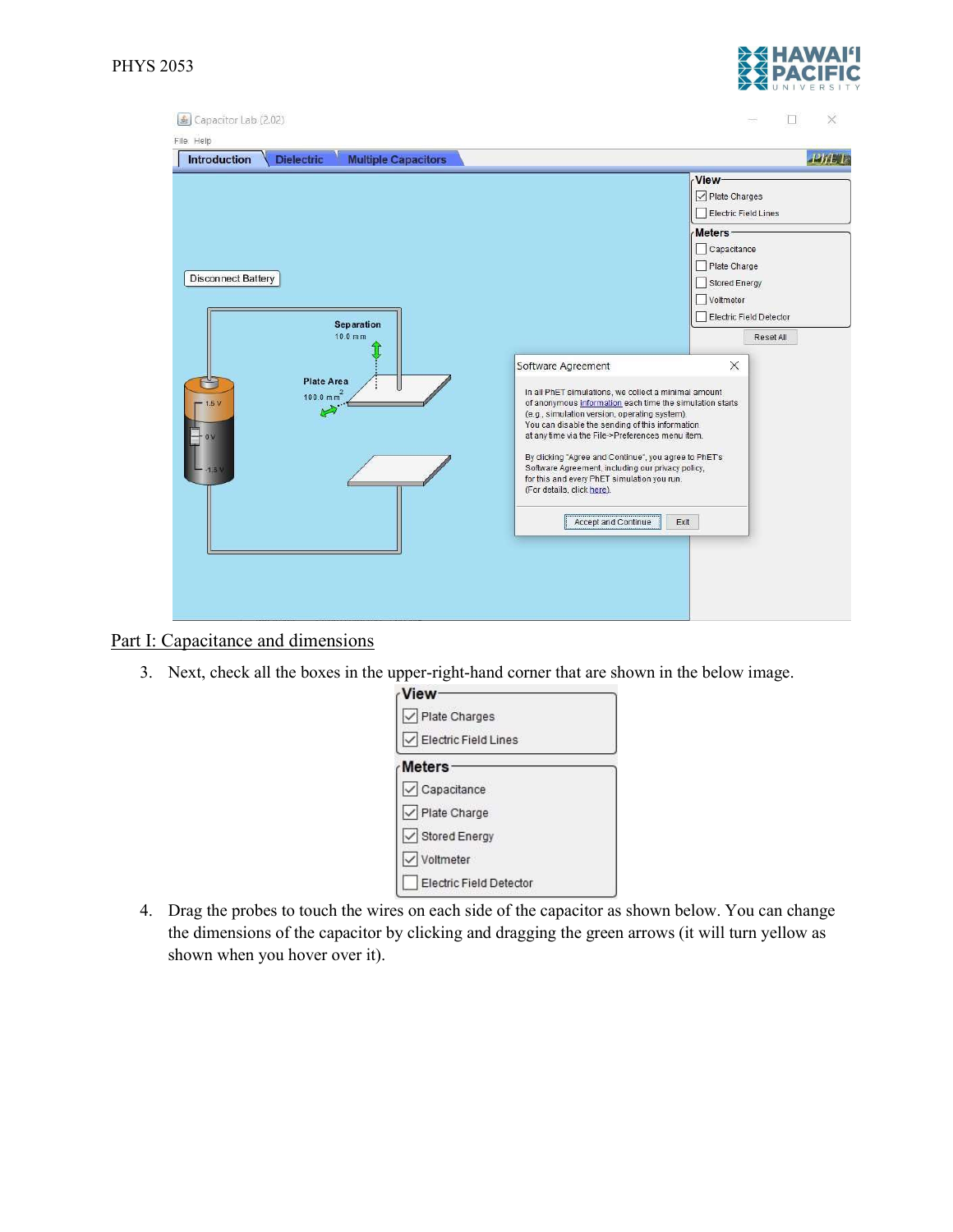## Part I: Capacitance and dimensions

3. Next, check all the boxes in the upper-right-hand corner that are shown in the below image.

4. Drag the probes to touch the wires on each side of the capacitor as shown below. You can change the dimensions of the capacitor by clicking and dragging the green arrows (it will turn yellow as shown when you hover over it).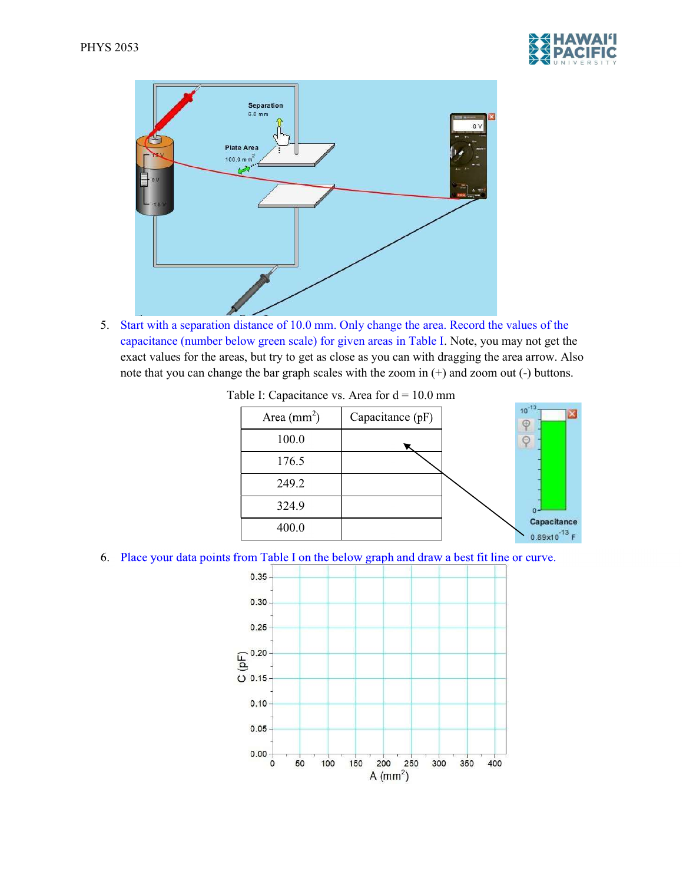5. Start with a separation distance of 10.0 mm. Only change the area. Record the values of the capacitance (number below green scale) for given areas in Table I. Note, you may not get the exact values for the areas, but try to get as close as you can with dragging the area arrow. Also note that you can change the bar graph scales with the zoom in (+) and zoom out (-) buttons.

Table I: Capacitance vs. Area for d = 10.0 mm

| Area ($mm^2$) | Capacitance (pF) |
|---|---|
| 100.0 | |
| 176.5 | |
| 249.2 | |
| 324.9 | |
| 400.0 | |

6. Place your data points from Table I on the below graph and draw a best fit line or curve.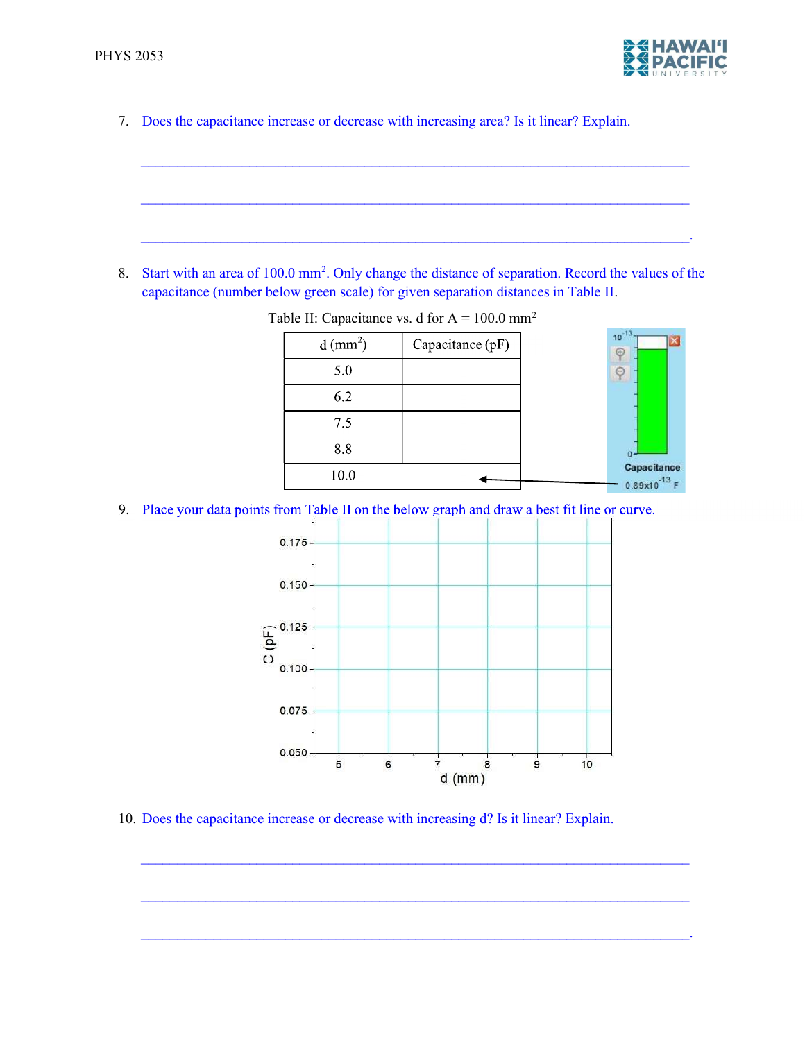7. Does the capacitance increase or decrease with increasing area? Is it linear? Explain.

_______________________________________________________________________________

_______________________________________________________________________________

_______________________________________________________________________________.

8. Start with an area of 100.0 mm$^2$. Only change the distance of separation. Record the values of the capacitance (number below green scale) for given separation distances in Table II.

Table II: Capacitance vs. d for A = 100.0 mm$^2$

| d (mm$^2$) | Capacitance (pF) |
|---|---|
| 5.0 | |
| 6.2 | |
| 7.5 | |
| 8.8 | |
| 10.0 | |

9. Place your data points from Table II on the below graph and draw a best fit line or curve.

10. Does the capacitance increase or decrease with increasing d? Is it linear? Explain.

_______________________________________________________________________________

_______________________________________________________________________________

_______________________________________________________________________________.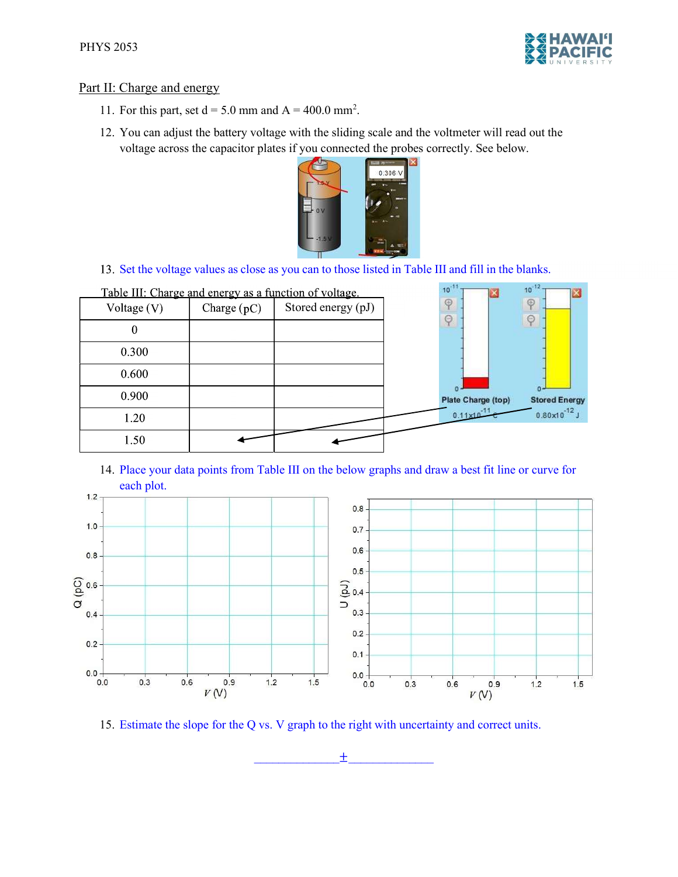## Part II: Charge and energy

11. For this part, set d = 5.0 mm and A = 400.0 mm$^2$.
12. You can adjust the battery voltage with the sliding scale and the voltmeter will read out the voltage across the capacitor plates if you connected the probes correctly. See below.
13. Set the voltage values as close as you can to those listed in Table III and fill in the blanks.

Table III: Charge and energy as a function of voltage.

| Voltage (V) | Charge (pC) | Stored energy (pJ) |
|---|---|---|
| 0 | | |
| 0.300 | | |
| 0.600 | | |
| 0.900 | | |
| 1.20 | | |
| 1.50 | | |

14. Place your data points from Table III on the below graphs and draw a best fit line or curve for each plot.

15. Estimate the slope for the Q vs. V graph to the right with uncertainty and correct units.

_____________ ± _____________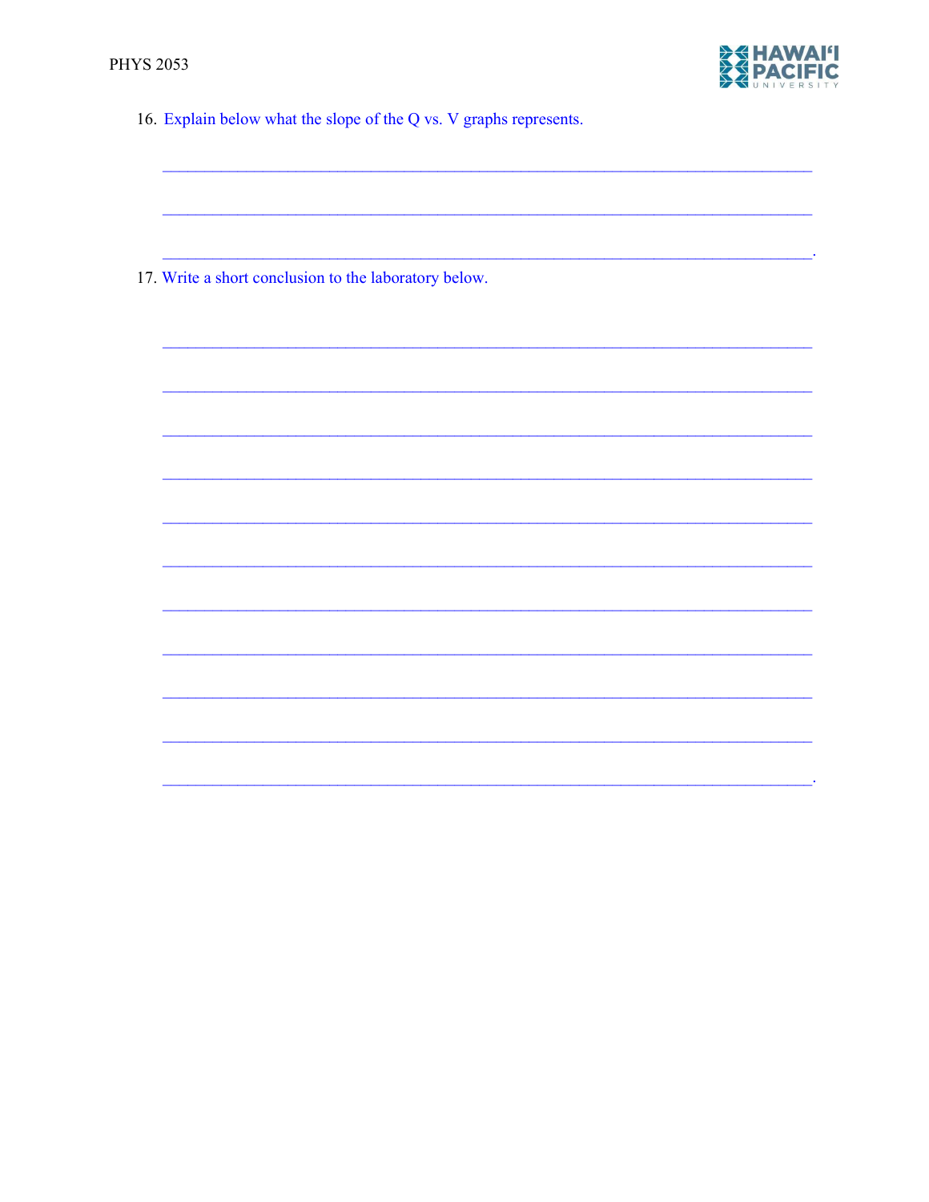16. Explain below what the slope of the Q vs. V graphs represents.

\_\_\_\_\_\_\_\_\_\_\_\_\_\_\_\_\_\_\_\_\_\_\_\_\_\_\_\_\_\_\_\_\_\_\_\_\_\_\_\_\_\_\_\_\_\_\_\_\_\_\_\_\_\_\_\_\_\_\_\_\_\_\_\_\_\_\_\_\_\_\_\_\_\_\_\_

\_\_\_\_\_\_\_\_\_\_\_\_\_\_\_\_\_\_\_\_\_\_\_\_\_\_\_\_\_\_\_\_\_\_\_\_\_\_\_\_\_\_\_\_\_\_\_\_\_\_\_\_\_\_\_\_\_\_\_\_\_\_\_\_\_\_\_\_\_\_\_\_\_\_\_\_

\_\_\_\_\_\_\_\_\_\_\_\_\_\_\_\_\_\_\_\_\_\_\_\_\_\_\_\_\_\_\_\_\_\_\_\_\_\_\_\_\_\_\_\_\_\_\_\_\_\_\_\_\_\_\_\_\_\_\_\_\_\_\_\_\_\_\_\_\_\_\_\_\_\_\_\_.

17. Write a short conclusion to the laboratory below.

\_\_\_\_\_\_\_\_\_\_\_\_\_\_\_\_\_\_\_\_\_\_\_\_\_\_\_\_\_\_\_\_\_\_\_\_\_\_\_\_\_\_\_\_\_\_\_\_\_\_\_\_\_\_\_\_\_\_\_\_\_\_\_\_\_\_\_\_\_\_\_\_\_\_\_\_

\_\_\_\_\_\_\_\_\_\_\_\_\_\_\_\_\_\_\_\_\_\_\_\_\_\_\_\_\_\_\_\_\_\_\_\_\_\_\_\_\_\_\_\_\_\_\_\_\_\_\_\_\_\_\_\_\_\_\_\_\_\_\_\_\_\_\_\_\_\_\_\_\_\_\_\_

\_\_\_\_\_\_\_\_\_\_\_\_\_\_\_\_\_\_\_\_\_\_\_\_\_\_\_\_\_\_\_\_\_\_\_\_\_\_\_\_\_\_\_\_\_\_\_\_\_\_\_\_\_\_\_\_\_\_\_\_\_\_\_\_\_\_\_\_\_\_\_\_\_\_\_\_

\_\_\_\_\_\_\_\_\_\_\_\_\_\_\_\_\_\_\_\_\_\_\_\_\_\_\_\_\_\_\_\_\_\_\_\_\_\_\_\_\_\_\_\_\_\_\_\_\_\_\_\_\_\_\_\_\_\_\_\_\_\_\_\_\_\_\_\_\_\_\_\_\_\_\_\_

\_\_\_\_\_\_\_\_\_\_\_\_\_\_\_\_\_\_\_\_\_\_\_\_\_\_\_\_\_\_\_\_\_\_\_\_\_\_\_\_\_\_\_\_\_\_\_\_\_\_\_\_\_\_\_\_\_\_\_\_\_\_\_\_\_\_\_\_\_\_\_\_\_\_\_\_

\_\_\_\_\_\_\_\_\_\_\_\_\_\_\_\_\_\_\_\_\_\_\_\_\_\_\_\_\_\_\_\_\_\_\_\_\_\_\_\_\_\_\_\_\_\_\_\_\_\_\_\_\_\_\_\_\_\_\_\_\_\_\_\_\_\_\_\_\_\_\_\_\_\_\_\_

\_\_\_\_\_\_\_\_\_\_\_\_\_\_\_\_\_\_\_\_\_\_\_\_\_\_\_\_\_\_\_\_\_\_\_\_\_\_\_\_\_\_\_\_\_\_\_\_\_\_\_\_\_\_\_\_\_\_\_\_\_\_\_\_\_\_\_\_\_\_\_\_\_\_\_\_

\_\_\_\_\_\_\_\_\_\_\_\_\_\_\_\_\_\_\_\_\_\_\_\_\_\_\_\_\_\_\_\_\_\_\_\_\_\_\_\_\_\_\_\_\_\_\_\_\_\_\_\_\_\_\_\_\_\_\_\_\_\_\_\_\_\_\_\_\_\_\_\_\_\_\_\_

\_\_\_\_\_\_\_\_\_\_\_\_\_\_\_\_\_\_\_\_\_\_\_\_\_\_\_\_\_\_\_\_\_\_\_\_\_\_\_\_\_\_\_\_\_\_\_\_\_\_\_\_\_\_\_\_\_\_\_\_\_\_\_\_\_\_\_\_\_\_\_\_\_\_\_\_

\_\_\_\_\_\_\_\_\_\_\_\_\_\_\_\_\_\_\_\_\_\_\_\_\_\_\_\_\_\_\_\_\_\_\_\_\_\_\_\_\_\_\_\_\_\_\_\_\_\_\_\_\_\_\_\_\_\_\_\_\_\_\_\_\_\_\_\_\_\_\_\_\_\_\_\_

\_\_\_\_\_\_\_\_\_\_\_\_\_\_\_\_\_\_\_\_\_\_\_\_\_\_\_\_\_\_\_\_\_\_\_\_\_\_\_\_\_\_\_\_\_\_\_\_\_\_\_\_\_\_\_\_\_\_\_\_\_\_\_\_\_\_\_\_\_\_\_\_\_\_\_\_.